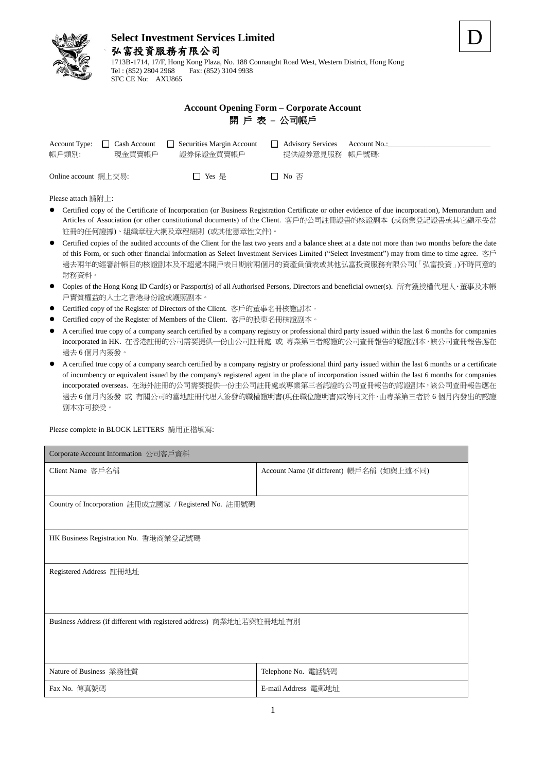**Select Investment Services Limited**

**弘富投資服務有限公司**

1713B-1714, 17/F, Hong Kong Plaza, No. 188 Connaught Road West, Western District, Hong Kong
Tel : (852) 2804 2968 Fax: (852) 3104 9938
SFC CE No: AXU865

D

## Account Opening Form – Corporate Account
## 開 戶 表 – 公司帳戶

Account Type: 帳戶類別: ☐ Cash Account 現金買賣帳戶 ☐ Securities Margin Account 證券保證金買賣帳戶 ☐ Advisory Services 提供證券意見服務 Account No.: 帳戶號碼: ___________________________

Online account 網上交易: ☐ Yes 是 ☐ No 否

Please attach 請附上:

- Certified copy of the Certificate of Incorporation (or Business Registration Certificate or other evidence of due incorporation), Memorandum and Articles of Association (or other constitutional documents) of the Client. 客戶的公司註冊證書的核證副本 (或商業登記證書或其它顯示妥當註冊的任何證據)、組織章程大綱及章程細則 (或其他憲章性文件)。
- Certified copies of the audited accounts of the Client for the last two years and a balance sheet at a date not more than two months before the date of this Form, or such other financial information as Select Investment Services Limited ("Select Investment") may from time to time agree. 客戶過去兩年的經審計帳目的核證副本及不超過本開戶表日期前兩個月的資產負債表或其他弘富投資服務有限公司(「弘富投資」)不時同意的財務資料。
- Copies of the Hong Kong ID Card(s) or Passport(s) of all Authorised Persons, Directors and beneficial owner(s). 所有獲授權代理人、董事及本帳戶實質權益的人士之香港身份證或護照副本。
- Certified copy of the Register of Directors of the Client. 客戶的董事名冊核證副本。
- Certified copy of the Register of Members of the Client. 客戶的股東名冊核證副本。
- A certified true copy of a company search certified by a company registry or professional third party issued within the last 6 months for companies incorporated in HK. 在香港註冊的公司需要提供一份由公司註冊處 或 專業第三者認證的公司查冊報告的認證副本，該公司查冊報告應在過去 6 個月內簽發。
- A certified true copy of a company search certified by a company registry or professional third party issued within the last 6 months or a certificate of incumbency or equivalent issued by the company's registered agent in the place of incorporation issued within the last 6 months for companies incorporated overseas. 在海外註冊的公司需要提供一份由公司註冊處或專業第三者認證的公司查冊報告的認證副本，該公司查冊報告應在過去 6 個月內簽發 或 有關公司的當地註冊代理人簽發的職權證明書(現任職位證明書)或等同文件，由專業第三者於 6 個月內發出的認證副本亦可接受。

Please complete in BLOCK LETTERS 請用正楷填寫:

| Corporate Account Information 公司客戶資料 | |
|---|---|
| Client Name 客戶名稱 | Account Name (if different) 帳戶名稱 (如與上述不同) |
| Country of Incorporation 註冊成立國家 / Registered No. 註冊號碼 | |
| HK Business Registration No. 香港商業登記號碼 | |
| Registered Address 註冊地址 | |
| Business Address (if different with registered address) 商業地址若與註冊地址有別 | |
| Nature of Business 業務性質 | Telephone No. 電話號碼 |
| Fax No. 傳真號碼 | E-mail Address 電郵地址 |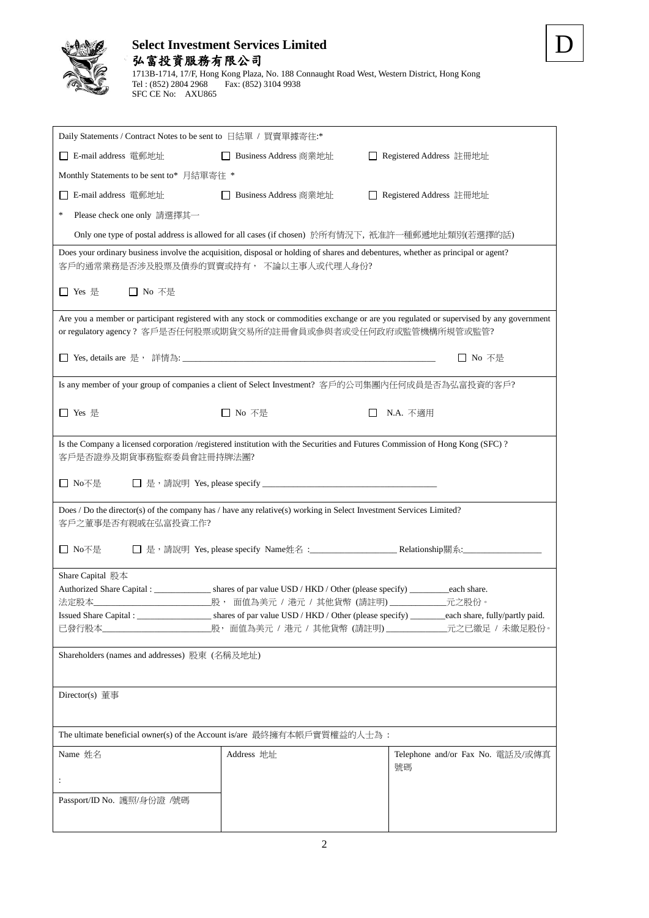**Select Investment Services Limited**
**弘富投資服務有限公司**
1713B-1714, 17/F, Hong Kong Plaza, No. 188 Connaught Road West, Western District, Hong Kong
Tel : (852) 2804 2968 Fax: (852) 3104 9938
SFC CE No: AXU865

D

Daily Statements / Contract Notes to be sent to 日結單 / 買賣單據寄往:*

☐ E-mail address 電郵地址 ☐ Business Address 商業地址 ☐ Registered Address 註冊地址

Monthly Statements to be sent to* 月結單寄往 *

☐ E-mail address 電郵地址 ☐ Business Address 商業地址 ☐ Registered Address 註冊地址

* Please check one only 請選擇其一

Only one type of postal address is allowed for all cases (if chosen) 於所有情況下，衹准許一種郵遞地址類別(若選擇的話)

---

Does your ordinary business involve the acquisition, disposal or holding of shares and debentures, whether as principal or agent?
客戶的通常業務是否涉及股票及債券的買賣或持有， 不論以主事人或代理人身份?

☐ Yes 是 ☐ No 不是

---

Are you a member or participant registered with any stock or commodities exchange or are you regulated or supervised by any government or regulatory agency ? 客戶是否任何股票或期貨交易所的註冊會員或參與者或受任何政府或監管機構所規管或監管?

☐ Yes, details are 是， 詳情為: ____________________ ☐ No 不是

---

Is any member of your group of companies a client of Select Investment? 客戶的公司集團內任何成員是否為弘富投資的客戶?

☐ Yes 是 ☐ No 不是 ☐ N.A. 不適用

---

Is the Company a licensed corporation /registered institution with the Securities and Futures Commission of Hong Kong (SFC) ?
客戶是否證券及期貨事務監察委員會註冊持牌法團?

☐ No不是 ☐ 是，請說明 Yes, please specify ____________________

---

Does / Do the director(s) of the company has / have any relative(s) working in Select Investment Services Limited?
客戶之董事是否有親戚在弘富投資工作?

☐ No不是 ☐ 是，請說明 Yes, please specify Name姓名 :__________ Relationship關系:__________

---

Share Capital 股本

Authorized Share Capital : __________ shares of par value USD / HKD / Other (please specify) __________each share.
法定股本__________股， 面值為美元 / 港元 / 其他貨幣 (請註明) __________元之股份。

Issued Share Capital : __________ shares of par value USD / HKD / Other (please specify) __________each share, fully/partly paid.
已發行股本__________股，面值為美元 / 港元 / 其他貨幣 (請註明) __________元之已繳足 / 未繳足股份。

---

Shareholders (names and addresses) 股東 (名稱及地址)

---

Director(s) 董事

---

The ultimate beneficial owner(s) of the Account is/are 最終擁有本帳戶實質權益的人士為：

| Name 姓名<br>:<br>Passport/ID No. 護照/身份證 /號碼 | Address 地址 | Telephone and/or Fax No. 電話及/或傳真號碼 |
|---|---|---|
| | | |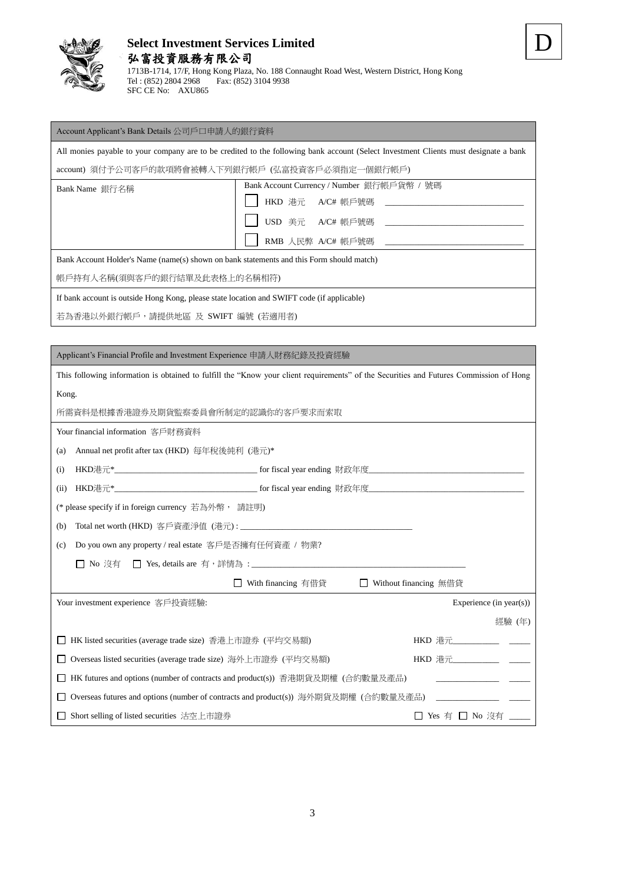D

**Select Investment Services Limited**
**弘富投資服務有限公司**
1713B-1714, 17/F, Hong Kong Plaza, No. 188 Connaught Road West, Western District, Hong Kong
Tel : (852) 2804 2968   Fax: (852) 3104 9938
SFC CE No: AXU865

## Account Applicant's Bank Details 公司戶口申請人的銀行資料

All monies payable to your company are to be credited to the following bank account (Select Investment Clients must designate a bank account) 須付予公司客戶的款項將會被轉入下列銀行帳戶 (弘富投資客戶必須指定一個銀行帳戶)

| Bank Name 銀行名稱 | Bank Account Currency / Number 銀行帳戶貨幣 / 號碼 |
|---|---|
| | ☐ HKD 港元 A/C# 帳戶號碼 ______________________ |
| | ☐ USD 美元 A/C# 帳戶號碼 ______________________ |
| | ☐ RMB 人民幣 A/C# 帳戶號碼 ______________________ |

Bank Account Holder's Name (name(s) shown on bank statements and this Form should match)
帳戶持有人名稱(須與客戶的銀行結單及此表格上的名稱相符)

If bank account is outside Hong Kong, please state location and SWIFT code (if applicable)
若為香港以外銀行帳戶，請提供地區 及 SWIFT 編號 (若適用者)

## Applicant's Financial Profile and Investment Experience 申請人財務紀錄及投資經驗

This following information is obtained to fulfill the "Know your client requirements" of the Securities and Futures Commission of Hong Kong.
所需資料是根據香港證券及期貨監察委員會所制定的認識你的客戶要求而索取

Your financial information 客戶財務資料

(a) Annual net profit after tax (HKD) 每年稅後純利 (港元)*

(i) HKD港元*______________________ for fiscal year ending 財政年度______________________

(ii) HKD港元*______________________ for fiscal year ending 財政年度______________________

(* please specify if in foreign currency 若為外幣， 請註明)

(b) Total net worth (HKD) 客戶資產淨值 (港元) : ______________________

(c) Do you own any property / real estate 客戶是否擁有任何資產 / 物業?

☐ No 沒有 ☐ Yes, details are 有，詳情為 : ______________________

☐ With financing 有借貸 ☐ Without financing 無借貸

| Your investment experience 客戶投資經驗: | | Experience (in year(s)) 經驗 (年) |
|---|---|---|
| ☐ HK listed securities (average trade size) 香港上市證券 (平均交易額) | HKD 港元__________ | _____ |
| ☐ Overseas listed securities (average trade size) 海外上市證券 (平均交易額) | HKD 港元__________ | _____ |
| ☐ HK futures and options (number of contracts and product(s)) 香港期貨及期權 (合約數量及產品) | __________ | _____ |
| ☐ Overseas futures and options (number of contracts and product(s)) 海外期貨及期權 (合約數量及產品) | __________ | _____ |
| ☐ Short selling of listed securities 沽空上市證券 | ☐ Yes 有 ☐ No 沒有 | _____ |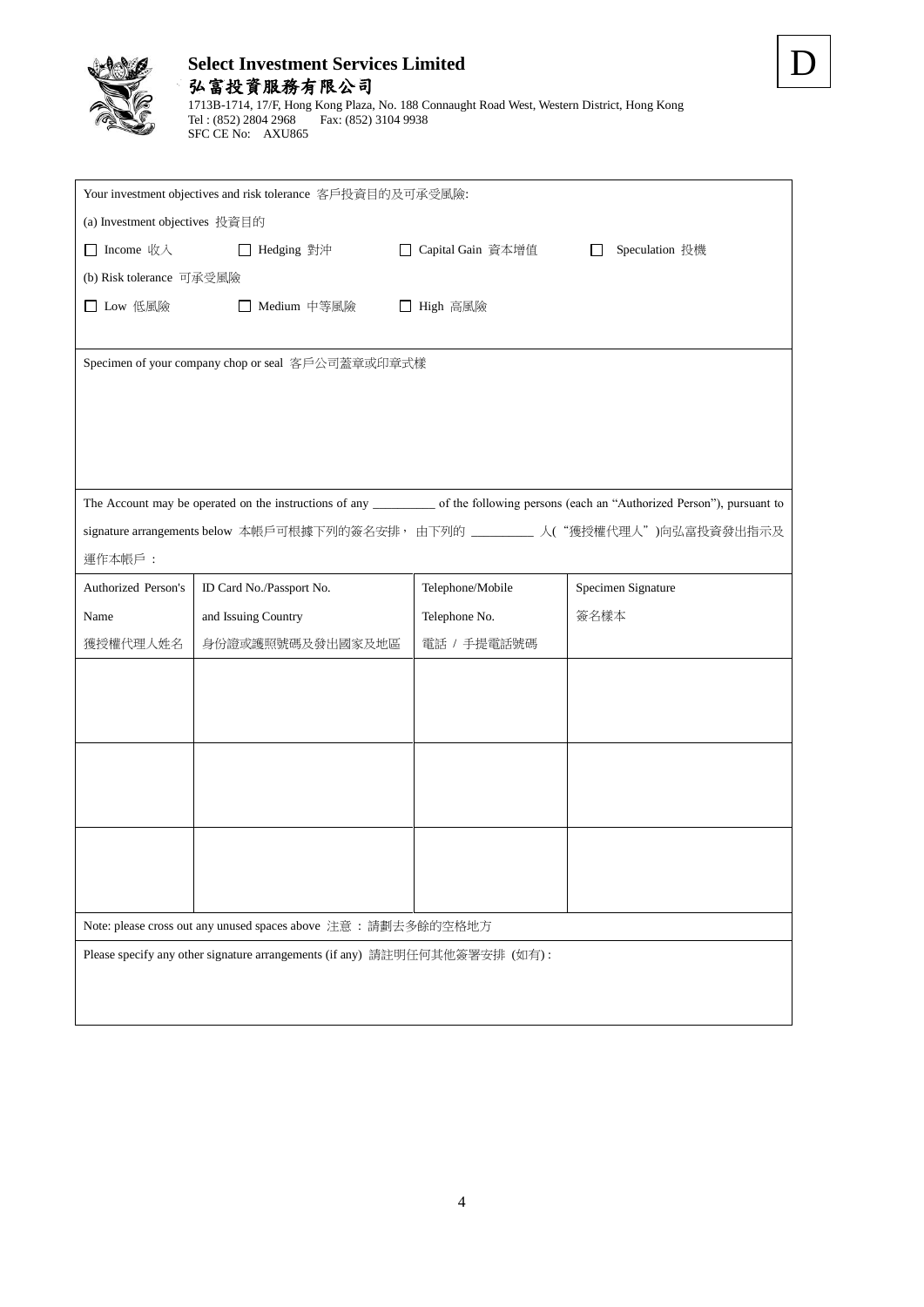**Select Investment Services Limited**
**弘富投資服務有限公司**
1713B-1714, 17/F, Hong Kong Plaza, No. 188 Connaught Road West, Western District, Hong Kong
Tel : (852) 2804 2968 Fax: (852) 3104 9938
SFC CE No: AXU865

D

Your investment objectives and risk tolerance 客戶投資目的及可承受風險:

(a) Investment objectives 投資目的

☐ Income 收入 ☐ Hedging 對沖 ☐ Capital Gain 資本增值 ☐ Speculation 投機

(b) Risk tolerance 可承受風險

☐ Low 低風險 ☐ Medium 中等風險 ☐ High 高風險

Specimen of your company chop or seal 客戶公司蓋章或印章式樣

The Account may be operated on the instructions of any _________ of the following persons (each an "Authorized Person"), pursuant to signature arrangements below 本帳戶可根據下列的簽名安排， 由下列的 _________ 人("獲授權代理人")向弘富投資發出指示及運作本帳戶 :

| Authorized Person's Name 獲授權代理人姓名 | ID Card No./Passport No. and Issuing Country 身份證或護照號碼及發出國家及地區 | Telephone/Mobile Telephone No. 電話 / 手提電話號碼 | Specimen Signature 簽名樣本 |
|---|---|---|---|
| | | | |
| | | | |
| | | | |

Note: please cross out any unused spaces above 注意 : 請劃去多餘的空格地方

Please specify any other signature arrangements (if any) 請註明任何其他簽署安排 (如有) :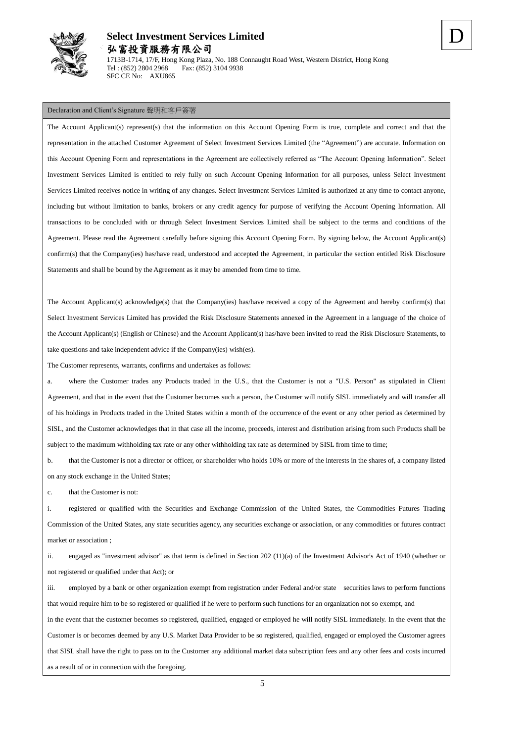**Select Investment Services Limited**
**弘富投資服務有限公司**
1713B-1714, 17/F, Hong Kong Plaza, No. 188 Connaught Road West, Western District, Hong Kong
Tel : (852) 2804 2968  Fax: (852) 3104 9938
SFC CE No: AXU865

D

## Declaration and Client's Signature 聲明和客戶簽署

The Account Applicant(s) represent(s) that the information on this Account Opening Form is true, complete and correct and that the representation in the attached Customer Agreement of Select Investment Services Limited (the "Agreement") are accurate. Information on this Account Opening Form and representations in the Agreement are collectively referred as "The Account Opening Information". Select Investment Services Limited is entitled to rely fully on such Account Opening Information for all purposes, unless Select Investment Services Limited receives notice in writing of any changes. Select Investment Services Limited is authorized at any time to contact anyone, including but without limitation to banks, brokers or any credit agency for purpose of verifying the Account Opening Information. All transactions to be concluded with or through Select Investment Services Limited shall be subject to the terms and conditions of the Agreement. Please read the Agreement carefully before signing this Account Opening Form. By signing below, the Account Applicant(s) confirm(s) that the Company(ies) has/have read, understood and accepted the Agreement, in particular the section entitled Risk Disclosure Statements and shall be bound by the Agreement as it may be amended from time to time.

The Account Applicant(s) acknowledge(s) that the Company(ies) has/have received a copy of the Agreement and hereby confirm(s) that Select Investment Services Limited has provided the Risk Disclosure Statements annexed in the Agreement in a language of the choice of the Account Applicant(s) (English or Chinese) and the Account Applicant(s) has/have been invited to read the Risk Disclosure Statements, to take questions and take independent advice if the Company(ies) wish(es).

The Customer represents, warrants, confirms and undertakes as follows:

a. where the Customer trades any Products traded in the U.S., that the Customer is not a "U.S. Person" as stipulated in Client Agreement, and that in the event that the Customer becomes such a person, the Customer will notify SISL immediately and will transfer all of his holdings in Products traded in the United States within a month of the occurrence of the event or any other period as determined by SISL, and the Customer acknowledges that in that case all the income, proceeds, interest and distribution arising from such Products shall be subject to the maximum withholding tax rate or any other withholding tax rate as determined by SISL from time to time;

b. that the Customer is not a director or officer, or shareholder who holds 10% or more of the interests in the shares of, a company listed on any stock exchange in the United States;

c. that the Customer is not:

i. registered or qualified with the Securities and Exchange Commission of the United States, the Commodities Futures Trading Commission of the United States, any state securities agency, any securities exchange or association, or any commodities or futures contract market or association ;

ii. engaged as "investment advisor" as that term is defined in Section 202 (11)(a) of the Investment Advisor's Act of 1940 (whether or not registered or qualified under that Act); or

iii. employed by a bank or other organization exempt from registration under Federal and/or state securities laws to perform functions that would require him to be so registered or qualified if he were to perform such functions for an organization not so exempt, and

in the event that the customer becomes so registered, qualified, engaged or employed he will notify SISL immediately. In the event that the Customer is or becomes deemed by any U.S. Market Data Provider to be so registered, qualified, engaged or employed the Customer agrees that SISL shall have the right to pass on to the Customer any additional market data subscription fees and any other fees and costs incurred as a result of or in connection with the foregoing.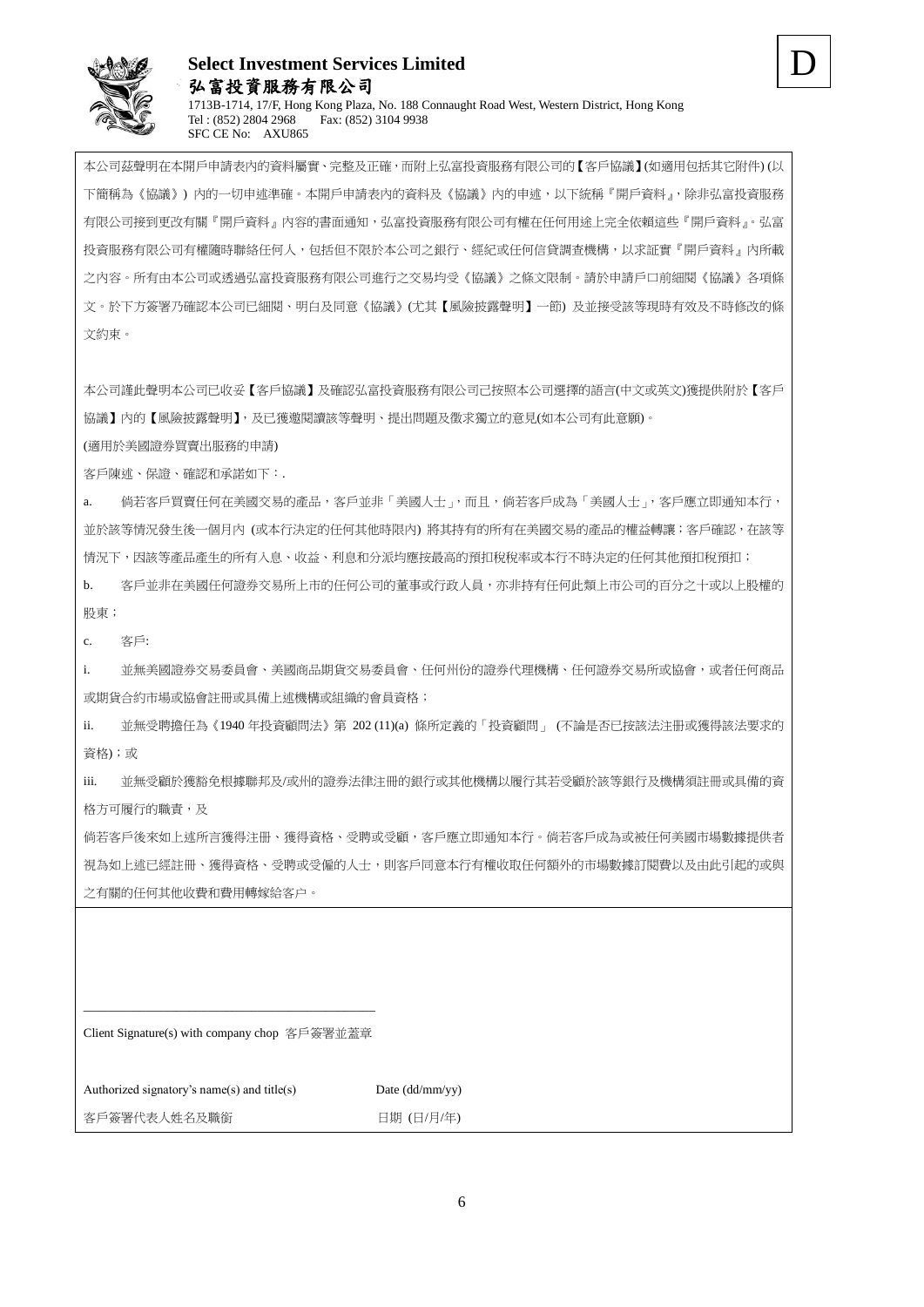**Select Investment Services Limited**

**弘富投資服務有限公司**

1713B-1714, 17/F, Hong Kong Plaza, No. 188 Connaught Road West, Western District, Hong Kong

Tel : (852) 2804 2968 Fax: (852) 3104 9938

SFC CE No: AXU865

D

本公司茲聲明在本開戶申請表內的資料屬實、完整及正確，而附上弘富投資服務有限公司的【客戶協議】(如適用包括其它附件) (以下簡稱為《協議》) 內的一切申述準確。本開戶申請表內的資料及《協議》內的申述，以下統稱『開戶資料』，除非弘富投資服務有限公司接到更改有關『開戶資料』內容的書面通知，弘富投資服務有限公司有權在任何用途上完全依賴這些『開戶資料』。弘富投資服務有限公司有權隨時聯絡任何人，包括但不限於本公司之銀行、經紀或任何信貸調查機構，以求証實『開戶資料』內所載之內容。所有由本公司或透過弘富投資服務有限公司進行之交易均受《協議》之條文限制。請於申請戶口前細閱《協議》各項條文。於下方簽署乃確認本公司已細閱、明白及同意《協議》(尤其【風險披露聲明】一節) 及並接受該等現時有效及不時修改的條文約束。

本公司謹此聲明本公司已收妥【客戶協議】及確認弘富投資服務有限公司已按照本公司選擇的語言(中文或英文)獲提供附於【客戶協議】內的【風險披露聲明】，及已獲邀閱讀該等聲明、提出問題及徵求獨立的意見(如本公司有此意願)。

(適用於美國證券買賣出服務的申請)

客戶陳述、保證、確認和承諾如下：.

a. 倘若客戶買賣任何在美國交易的產品，客戶並非「美國人士」，而且，倘若客戶成為「美國人士」，客戶應立即通知本行，並於該等情況發生後一個月內 (或本行決定的任何其他時限內) 將其持有的所有在美國交易的產品的權益轉讓；客戶確認，在該等情況下，因該等產品產生的所有入息、收益、利息和分派均應按最高的預扣稅稅率或本行不時決定的任何其他預扣稅預扣；

b. 客戶並非在美國任何證券交易所上市的任何公司的董事或行政人員，亦非持有任何此類上市公司的百分之十或以上股權的股東；

c. 客戶:

i. 並無美國證券交易委員會、美國商品期貨交易委員會、任何州份的證券代理機構、任何證券交易所或協會，或者任何商品或期貨合約市場或協會註冊或具備上述機構或組織的會員資格；

ii. 並無受聘擔任為《1940 年投資顧問法》第 202 (11)(a) 條所定義的「投資顧問」 (不論是否已按該法注冊或獲得該法要求的資格)；或

iii. 並無受顧於獲豁免根據聯邦及/或州的證券法律注冊的銀行或其他機構以履行其若受顧於該等銀行及機構須註冊或具備的資格方可履行的職責，及

倘若客戶後來如上述所言獲得注冊、獲得資格、受聘或受顧，客戶應立即通知本行。倘若客戶成為或被任何美國市場數據提供者視為如上述已經註冊、獲得資格、受聘或受僱的人士，則客戶同意本行有權收取任何額外的市場數據訂閱費以及由此引起的或與之有關的任何其他收費和費用轉嫁給客戶。

\_\_\_\_\_\_\_\_\_\_\_\_\_\_\_\_\_\_\_\_\_\_\_\_\_\_\_\_\_\_\_\_\_\_\_\_\_\_\_\_

Client Signature(s) with company chop 客戶簽署並蓋章

Authorized signatory's name(s) and title(s) Date (dd/mm/yy)

客戶簽署代表人姓名及職銜 日期 (日/月/年)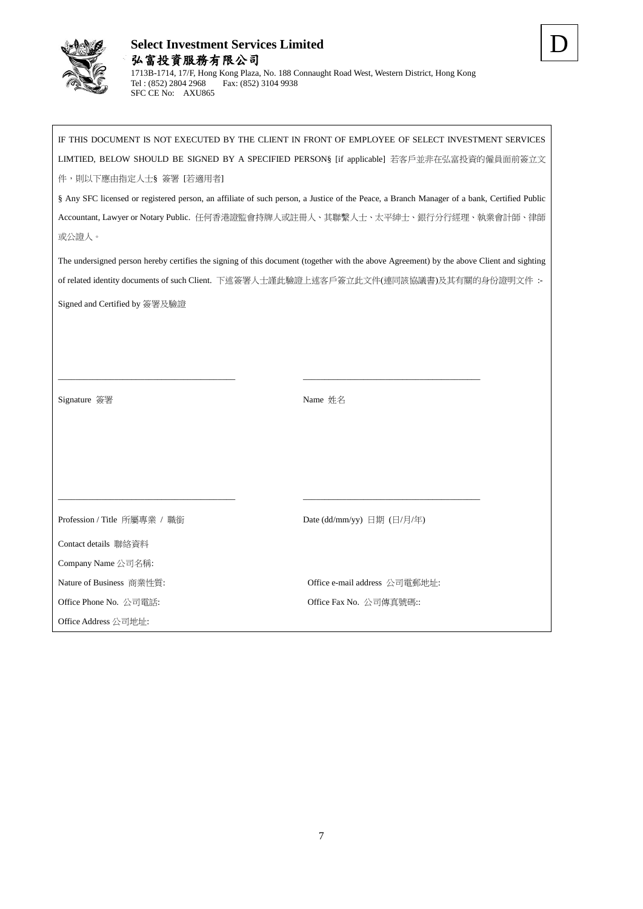**Select Investment Services Limited**
**弘富投資服務有限公司**
1713B-1714, 17/F, Hong Kong Plaza, No. 188 Connaught Road West, Western District, Hong Kong
Tel : (852) 2804 2968　　Fax: (852) 3104 9938
SFC CE No:　AXU865

D

IF THIS DOCUMENT IS NOT EXECUTED BY THE CLIENT IN FRONT OF EMPLOYEE OF SELECT INVESTMENT SERVICES LIMTIED, BELOW SHOULD BE SIGNED BY A SPECIFIED PERSON§ [if applicable] 若客戶並非在弘富投資的僱員面前簽立文件，則以下應由指定人士§ 簽署 [若適用者]

§ Any SFC licensed or registered person, an affiliate of such person, a Justice of the Peace, a Branch Manager of a bank, Certified Public Accountant, Lawyer or Notary Public. 任何香港證監會持牌人或註冊人、其聯繫人士、太平紳士、銀行分行經理、執業會計師、律師或公證人。

The undersigned person hereby certifies the signing of this document (together with the above Agreement) by the above Client and sighting of related identity documents of such Client. 下述簽署人士謹此驗證上述客戶簽立此文件(連同該協議書)及其有關的身份證明文件 :-

Signed and Certified by 簽署及驗證

\_\_\_\_\_\_\_\_\_\_\_\_\_\_\_\_\_\_\_\_\_\_\_\_\_\_\_\_\_\_\_\_\_\_\_\_\_\_\_\_　　\_\_\_\_\_\_\_\_\_\_\_\_\_\_\_\_\_\_\_\_\_\_\_\_\_\_\_\_\_\_\_\_\_\_\_\_\_\_\_\_

Signature 簽署　　　　　　　　　　　　　　　　Name 姓名

\_\_\_\_\_\_\_\_\_\_\_\_\_\_\_\_\_\_\_\_\_\_\_\_\_\_\_\_\_\_\_\_\_\_\_\_\_\_\_\_　　\_\_\_\_\_\_\_\_\_\_\_\_\_\_\_\_\_\_\_\_\_\_\_\_\_\_\_\_\_\_\_\_\_\_\_\_\_\_\_\_

Profession / Title 所屬專業 / 職銜　　　　　　　　Date (dd/mm/yy) 日期 (日/月/年)

Contact details 聯絡資料

Company Name 公司名稱:

Nature of Business 商業性質:　　　　　　　　　　Office e-mail address 公司電郵地址:

Office Phone No. 公司電話:　　　　　　　　　　　Office Fax No. 公司傳真號碼::

Office Address 公司地址: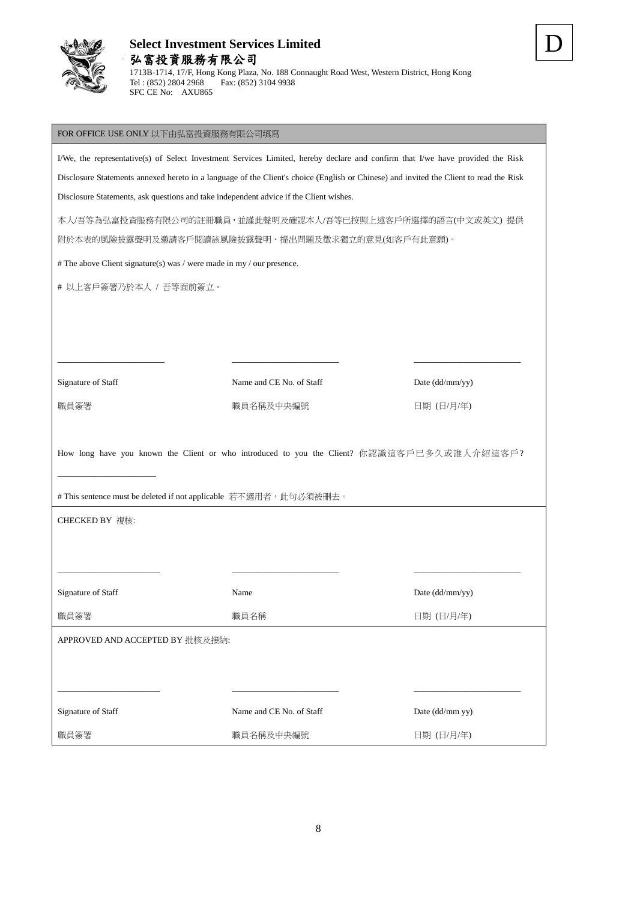**Select Investment Services Limited**

**弘富投資服務有限公司**

1713B-1714, 17/F, Hong Kong Plaza, No. 188 Connaught Road West, Western District, Hong Kong
Tel : (852) 2804 2968 Fax: (852) 3104 9938
SFC CE No: AXU865

D

FOR OFFICE USE ONLY 以下由弘富投資服務有限公司填寫

I/We, the representative(s) of Select Investment Services Limited, hereby declare and confirm that I/we have provided the Risk Disclosure Statements annexed hereto in a language of the Client's choice (English or Chinese) and invited the Client to read the Risk Disclosure Statements, ask questions and take independent advice if the Client wishes.

本人/吾等為弘富投資服務有限公司的註冊職員，並謹此聲明及確認本人/吾等已按照上述客戶所選擇的語言(中文或英文) 提供附於本表的風險披露聲明及邀請客戶閱讀該風險披露聲明、提出問題及徵求獨立的意見(如客戶有此意願)。

# The above Client signature(s) was / were made in my / our presence.

# 以上客戶簽署乃於本人 / 吾等面前簽立。

| ________________________ | ________________________ | ________________________ |
|---|---|---|
| Signature of Staff | Name and CE No. of Staff | Date (dd/mm/yy) |
| 職員簽署 | 職員名稱及中央編號 | 日期 (日/月/年) |

How long have you known the Client or who introduced to you the Client? 你認識這客戶已多久或誰人介紹這客戶?

______________________

# This sentence must be deleted if not applicable 若不適用者，此句必須被刪去。

CHECKED BY 複核:

| ________________________ | ________________________ | ________________________ |
|---|---|---|
| Signature of Staff | Name | Date (dd/mm/yy) |
| 職員簽署 | 職員名稱 | 日期 (日/月/年) |

APPROVED AND ACCEPTED BY 批核及接納:

| ________________________ | ________________________ | ________________________ |
|---|---|---|
| Signature of Staff | Name and CE No. of Staff | Date (dd/mm yy) |
| 職員簽署 | 職員名稱及中央編號 | 日期 (日/月/年) |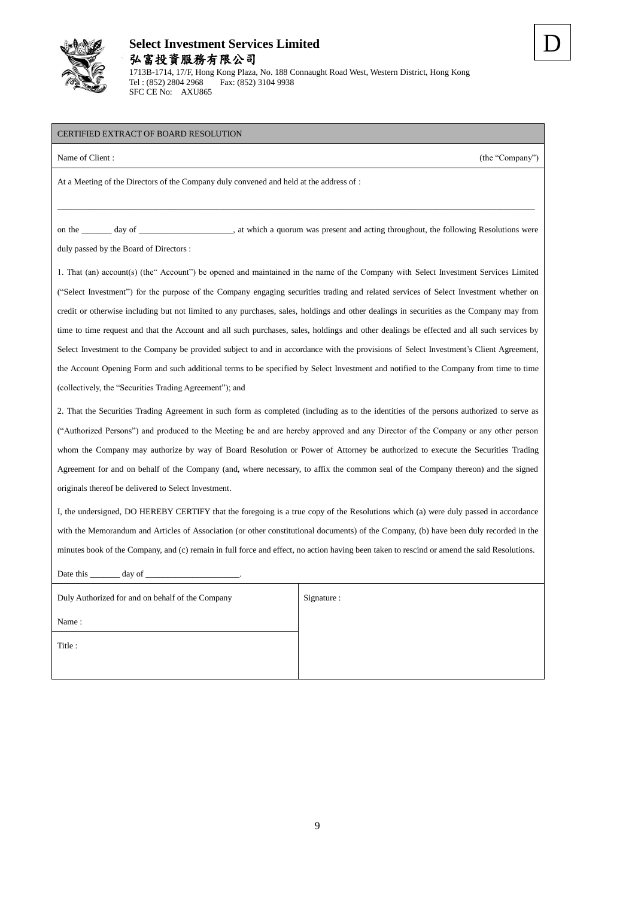**Select Investment Services Limited**
**弘富投資服務有限公司**
1713B-1714, 17/F, Hong Kong Plaza, No. 188 Connaught Road West, Western District, Hong Kong
Tel : (852) 2804 2968 Fax: (852) 3104 9938
SFC CE No: AXU865

D

## CERTIFIED EXTRACT OF BOARD RESOLUTION

Name of Client : (the "Company")

At a Meeting of the Directors of the Company duly convened and held at the address of :

______________________________________________________________________________

on the _______ day of ______________________, at which a quorum was present and acting throughout, the following Resolutions were duly passed by the Board of Directors :

1. That (an) account(s) (the" Account") be opened and maintained in the name of the Company with Select Investment Services Limited ("Select Investment") for the purpose of the Company engaging securities trading and related services of Select Investment whether on credit or otherwise including but not limited to any purchases, sales, holdings and other dealings in securities as the Company may from time to time request and that the Account and all such purchases, sales, holdings and other dealings be effected and all such services by Select Investment to the Company be provided subject to and in accordance with the provisions of Select Investment's Client Agreement, the Account Opening Form and such additional terms to be specified by Select Investment and notified to the Company from time to time (collectively, the "Securities Trading Agreement"); and

2. That the Securities Trading Agreement in such form as completed (including as to the identities of the persons authorized to serve as ("Authorized Persons") and produced to the Meeting be and are hereby approved and any Director of the Company or any other person whom the Company may authorize by way of Board Resolution or Power of Attorney be authorized to execute the Securities Trading Agreement for and on behalf of the Company (and, where necessary, to affix the common seal of the Company thereon) and the signed originals thereof be delivered to Select Investment.

I, the undersigned, DO HEREBY CERTIFY that the foregoing is a true copy of the Resolutions which (a) were duly passed in accordance with the Memorandum and Articles of Association (or other constitutional documents) of the Company, (b) have been duly recorded in the minutes book of the Company, and (c) remain in full force and effect, no action having been taken to rescind or amend the said Resolutions.

Date this _______ day of ______________________.

| Duly Authorized for and on behalf of the Company | Signature : |
|---|---|
| Name : | |
| Title : | |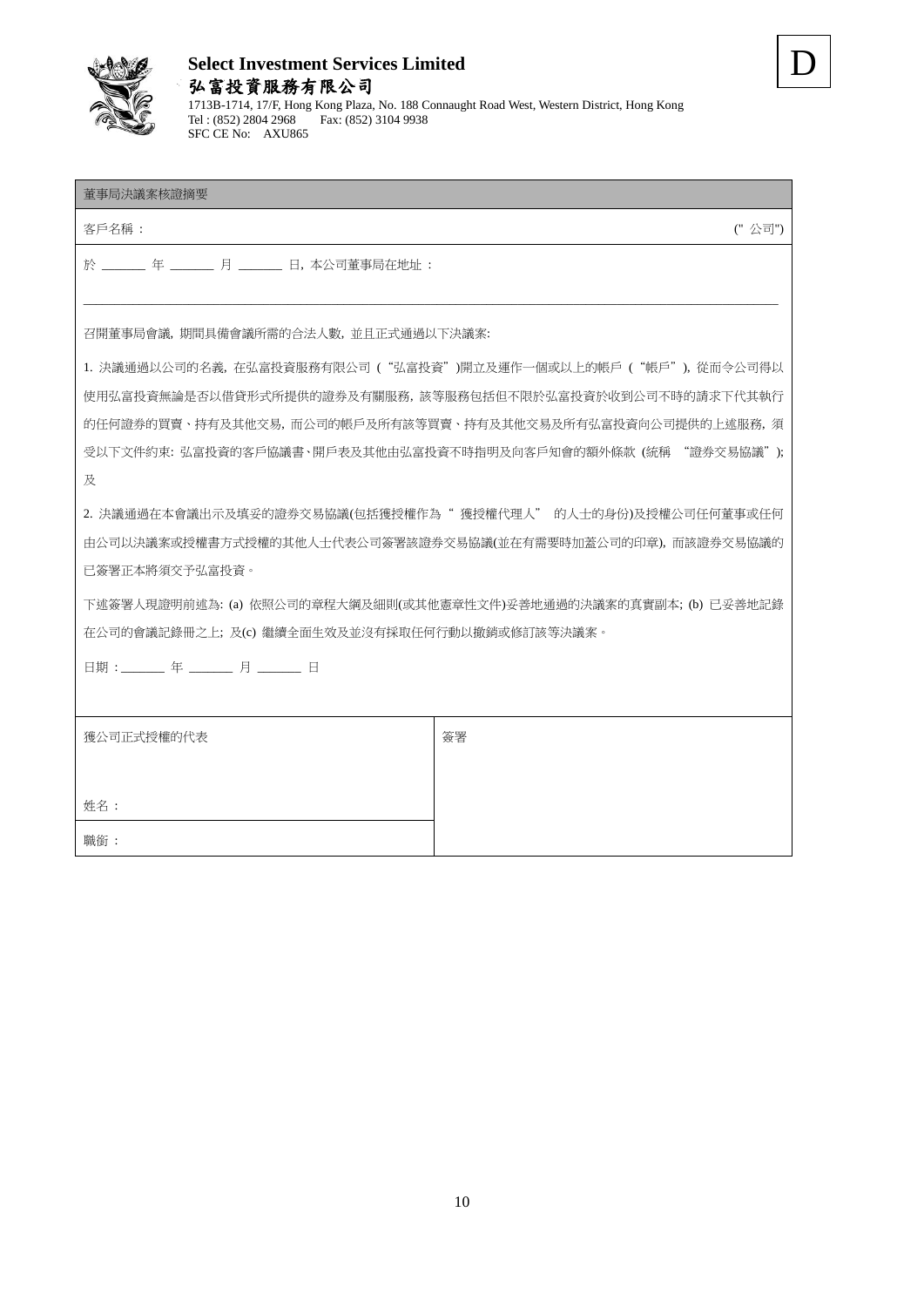**Select Investment Services Limited**

**弘富投資服務有限公司**

1713B-1714, 17/F, Hong Kong Plaza, No. 188 Connaught Road West, Western District, Hong Kong
Tel : (852) 2804 2968 Fax: (852) 3104 9938
SFC CE No: AXU865

D

**董事局決議案核證摘要**

客戶名稱： (" 公司")

於 _______ 年 _______ 月 _______ 日，本公司董事局在地址：

_______________________________________________________________________________________

召開董事局會議，期間具備會議所需的合法人數，並且正式通過以下決議案:

1. 決議通過以公司的名義，在弘富投資服務有限公司（"弘富投資"）開立及運作一個或以上的帳戶（"帳戶"），從而令公司得以使用弘富投資無論是否以借貸形式所提供的證券及有關服務，該等服務包括但不限於弘富投資於收到公司不時的請求下代其執行的任何證券的買賣、持有及其他交易，而公司的帳戶及所有該等買賣、持有及其他交易及所有弘富投資向公司提供的上述服務，須受以下文件約束: 弘富投資的客戶協議書、開戶表及其他由弘富投資不時指明及向客戶知會的額外條款 (統稱 "證券交易協議"); 及

2. 決議通過在本會議出示及填妥的證券交易協議(包括獲授權作為" 獲授權代理人" 的人士的身份)及授權公司任何董事或任何由公司以決議案或授權書方式授權的其他人士代表公司簽署該證券交易協議(並在有需要時加蓋公司的印章)，而該證券交易協議的已簽署正本將須交予弘富投資。

下述簽署人現證明前述為: (a) 依照公司的章程大綱及細則(或其他憲章性文件)妥善地通過的決議案的真實副本; (b) 已妥善地記錄在公司的會議記錄冊之上; 及(c) 繼續全面生效及並沒有採取任何行動以撤銷或修訂該等決議案。

日期：_______ 年 _______ 月 _______ 日

| 獲公司正式授權的代表 | 簽署 |
|---|---|
| 姓名： | |
| 職銜： | |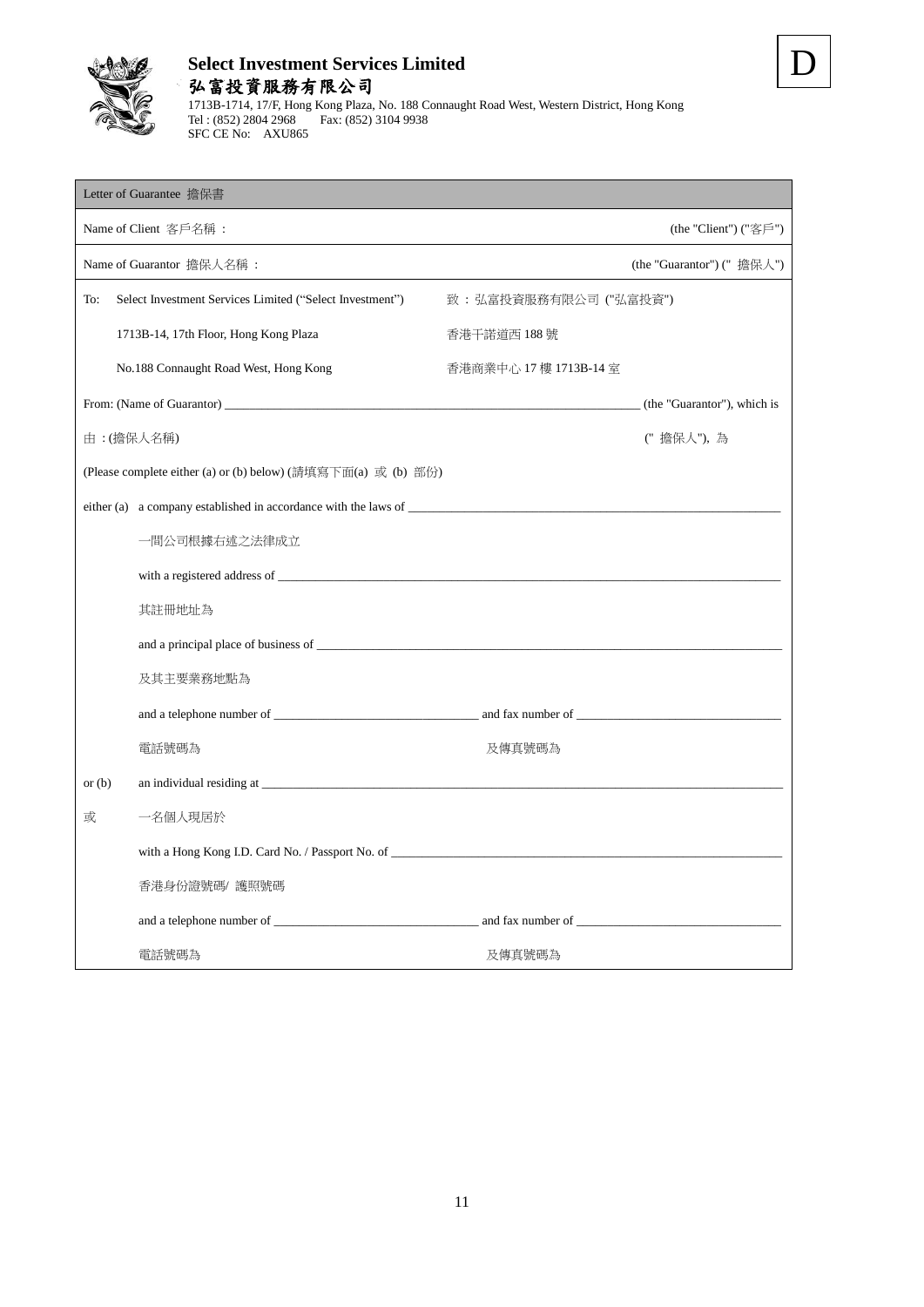**D**

**Select Investment Services Limited**
**弘富投資服務有限公司**
1713B-1714, 17/F, Hong Kong Plaza, No. 188 Connaught Road West, Western District, Hong Kong
Tel : (852) 2804 2968 Fax: (852) 3104 9938
SFC CE No: AXU865

## Letter of Guarantee 擔保書

Name of Client 客戶名稱： (the "Client") ("客戶")

Name of Guarantor 擔保人名稱： (the "Guarantor") (" 擔保人")

To: Select Investment Services Limited ("Select Investment") 致：弘富投資服務有限公司 ("弘富投資")

1713B-14, 17th Floor, Hong Kong Plaza 香港干諾道西 188 號

No.188 Connaught Road West, Hong Kong 香港商業中心 17 樓 1713B-14 室

From: (Name of Guarantor) ______________________________ (the "Guarantor"), which is

由：(擔保人名稱) (" 擔保人"), 為

(Please complete either (a) or (b) below) (請填寫下面(a) 或 (b) 部份)

either (a) a company established in accordance with the laws of ______________________________

一間公司根據右述之法律成立

with a registered address of ______________________________

其註冊地址為

and a principal place of business of ______________________________

及其主要業務地點為

and a telephone number of ______________ and fax number of ______________

電話號碼為 及傳真號碼為

or (b) an individual residing at ______________________________

或 一名個人現居於

with a Hong Kong I.D. Card No. / Passport No. of ______________________________

香港身份證號碼/ 護照號碼

and a telephone number of ______________ and fax number of ______________

電話號碼為 及傳真號碼為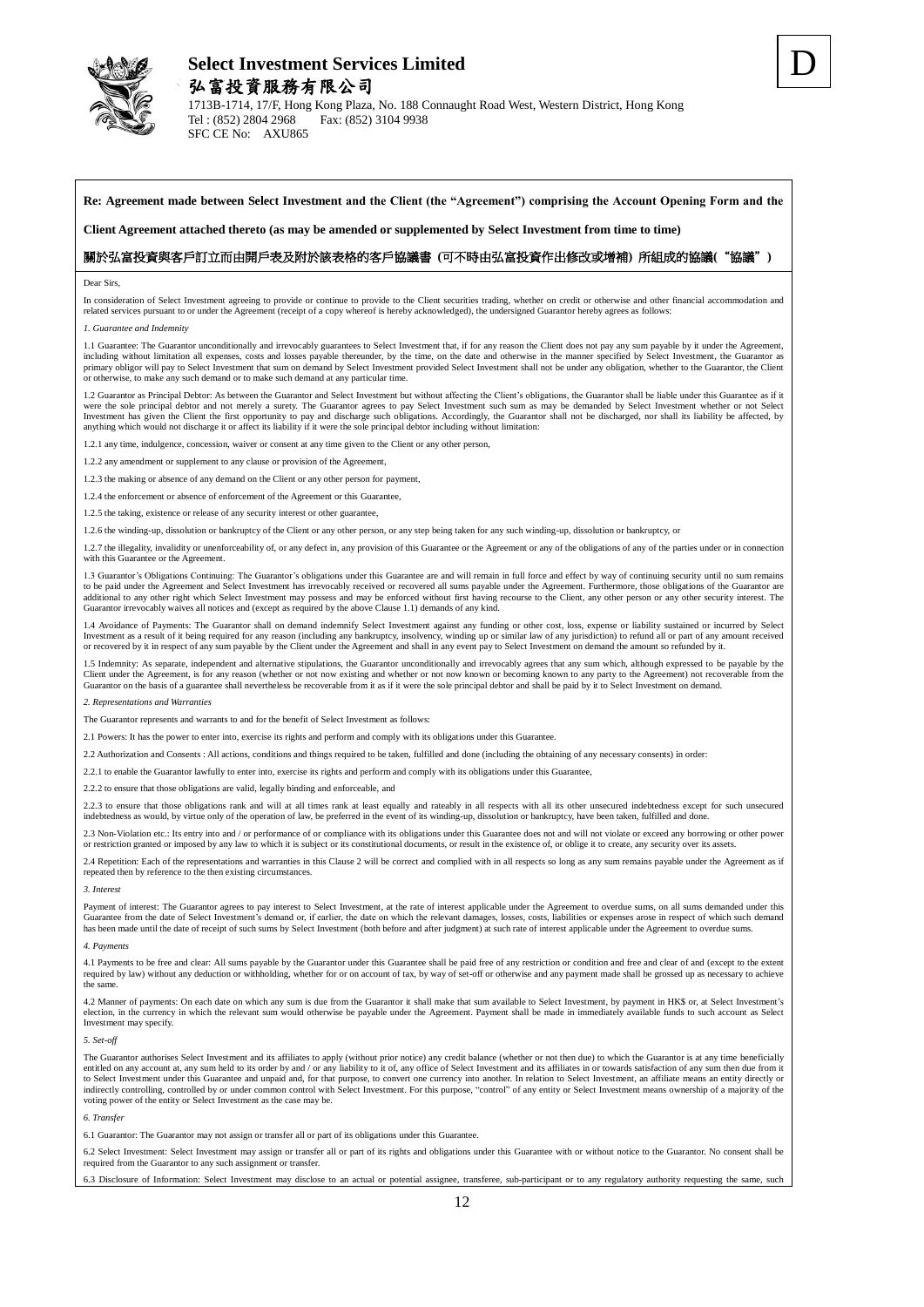# Select Investment Services Limited

# 弘富投資服務有限公司

1713B-1714, 17/F, Hong Kong Plaza, No. 188 Connaught Road West, Western District, Hong Kong
Tel : (852) 2804 2968 Fax: (852) 3104 9938
SFC CE No: AXU865

D

**Re: Agreement made between Select Investment and the Client (the "Agreement") comprising the Account Opening Form and the Client Agreement attached thereto (as may be amended or supplemented by Select Investment from time to time)**

**關於弘富投資與客戶訂立而由開戶表及附於該表格的客戶協議書 (可不時由弘富投資作出修改或增補) 所組成的協議("協議")**

Dear Sirs,

In consideration of Select Investment agreeing to provide or continue to provide to the Client securities trading, whether on credit or otherwise and other financial accommodation and related services pursuant to or under the Agreement (receipt of a copy whereof is hereby acknowledged), the undersigned Guarantor hereby agrees as follows:

*1. Guarantee and Indemnity*

1.1 Guarantee: The Guarantor unconditionally and irrevocably guarantees to Select Investment that, if for any reason the Client does not pay any sum payable by it under the Agreement, including without limitation all expenses, costs and losses payable thereunder, by the time, on the date and otherwise in the manner specified by Select Investment, the Guarantor as primary obligor will pay to Select Investment that sum on demand by Select Investment provided Select Investment shall not be under any obligation, whether to the Guarantor, the Client or otherwise, to make any such demand or to make such demand at any particular time.

1.2 Guarantor as Principal Debtor: As between the Guarantor and Select Investment but without affecting the Client's obligations, the Guarantor shall be liable under this Guarantee as if it were the sole principal debtor and not merely a surety. The Guarantor agrees to pay Select Investment such sum as may be demanded by Select Investment whether or not Select Investment has given the Client the first opportunity to pay and discharge such obligations. Accordingly, the Guarantor shall not be discharged, nor shall its liability be affected, by anything which would not discharge it or affect its liability if it were the sole principal debtor including without limitation:

1.2.1 any time, indulgence, concession, waiver or consent at any time given to the Client or any other person,

1.2.2 any amendment or supplement to any clause or provision of the Agreement,

1.2.3 the making or absence of any demand on the Client or any other person for payment,

1.2.4 the enforcement or absence of enforcement of the Agreement or this Guarantee,

1.2.5 the taking, existence or release of any security interest or other guarantee,

1.2.6 the winding-up, dissolution or bankruptcy of the Client or any other person, or any step being taken for any such winding-up, dissolution or bankruptcy, or

1.2.7 the illegality, invalidity or unenforceability of, or any defect in, any provision of this Guarantee or the Agreement or any of the obligations of any of the parties under or in connection with this Guarantee or the Agreement.

1.3 Guarantor's Obligations Continuing: The Guarantor's obligations under this Guarantee are and will remain in full force and effect by way of continuing security until no sum remains to be paid under the Agreement and Select Investment has irrevocably received or recovered all sums payable under the Agreement. Furthermore, those obligations of the Guarantor are additional to any other right which Select Investment may possess and may be enforced without first having recourse to the Client, any other person or any other security interest. The Guarantor irrevocably waives all notices and (except as required by the above Clause 1.1) demands of any kind.

1.4 Avoidance of Payments: The Guarantor shall on demand indemnify Select Investment against any funding or other cost, loss, expense or liability sustained or incurred by Select Investment as a result of it being required for any reason (including any bankruptcy, insolvency, winding up or similar law of any jurisdiction) to refund all or part of any amount received or recovered by it in respect of any sum payable by the Client under the Agreement and shall in any event pay to Select Investment on demand the amount so refunded by it.

1.5 Indemnity: As separate, independent and alternative stipulations, the Guarantor unconditionally and irrevocably agrees that any sum which, although expressed to be payable by the Client under the Agreement, is for any reason (whether or not now existing and whether or not now known or becoming known to any party to the Agreement) not recoverable from the Guarantor on the basis of a guarantee shall nevertheless be recoverable from it as if it were the sole principal debtor and shall be paid by it to Select Investment on demand.

*2. Representations and Warranties*

The Guarantor represents and warrants to and for the benefit of Select Investment as follows:

2.1 Powers: It has the power to enter into, exercise its rights and perform and comply with its obligations under this Guarantee.

2.2 Authorization and Consents : All actions, conditions and things required to be taken, fulfilled and done (including the obtaining of any necessary consents) in order:

2.2.1 to enable the Guarantor lawfully to enter into, exercise its rights and perform and comply with its obligations under this Guarantee,

2.2.2 to ensure that those obligations are valid, legally binding and enforceable, and

2.2.3 to ensure that those obligations rank and will at all times rank at least equally and rateably in all respects with all its other unsecured indebtedness except for such unsecured indebtedness as would, by virtue only of the operation of law, be preferred in the event of its winding-up, dissolution or bankruptcy, have been taken, fulfilled and done.

2.3 Non-Violation etc.: Its entry into and / or performance of or compliance with its obligations under this Guarantee does not and will not violate or exceed any borrowing or other power or restriction granted or imposed by any law to which it is subject or its constitutional documents, or result in the existence of, or oblige it to create, any security over its assets.

2.4 Repetition: Each of the representations and warranties in this Clause 2 will be correct and complied with in all respects so long as any sum remains payable under the Agreement as if repeated then by reference to the then existing circumstances.

*3. Interest*

Payment of interest: The Guarantor agrees to pay interest to Select Investment, at the rate of interest applicable under the Agreement to overdue sums, on all sums demanded under this Guarantee from the date of Select Investment's demand or, if earlier, the date on which the relevant damages, losses, costs, liabilities or expenses arose in respect of which such demand has been made until the date of receipt of such sums by Select Investment (both before and after judgment) at such rate of interest applicable under the Agreement to overdue sums.

*4. Payments*

4.1 Payments to be free and clear: All sums payable by the Guarantor under this Guarantee shall be paid free of any restriction or condition and free and clear of and (except to the extent required by law) without any deduction or withholding, whether for or on account of tax, by way of set-off or otherwise and any payment made shall be grossed up as necessary to achieve the same.

4.2 Manner of payments: On each date on which any sum is due from the Guarantor it shall make that sum available to Select Investment, by payment in HK$ or, at Select Investment's election, in the currency in which the relevant sum would otherwise be payable under the Agreement. Payment shall be made in immediately available funds to such account as Select Investment may specify.

*5. Set-off*

The Guarantor authorises Select Investment and its affiliates to apply (without prior notice) any credit balance (whether or not then due) to which the Guarantor is at any time beneficially entitled on any account at, any sum held to its order by and / or any liability to it of, any office of Select Investment and its affiliates in or towards satisfaction of any sum then due from it to Select Investment under this Guarantee and unpaid and, for that purpose, to convert one currency into another. In relation to Select Investment, an affiliate means an entity directly or indirectly controlling, controlled by or under common control with Select Investment. For this purpose, "control" of any entity or Select Investment means ownership of a majority of the voting power of the entity or Select Investment as the case may be.

*6. Transfer*

6.1 Guarantor: The Guarantor may not assign or transfer all or part of its obligations under this Guarantee.

6.2 Select Investment: Select Investment may assign or transfer all or part of its rights and obligations under this Guarantee with or without notice to the Guarantor. No consent shall be required from the Guarantor to any such assignment or transfer.

6.3 Disclosure of Information: Select Investment may disclose to an actual or potential assignee, transferee, sub-participant or to any regulatory authority requesting the same, such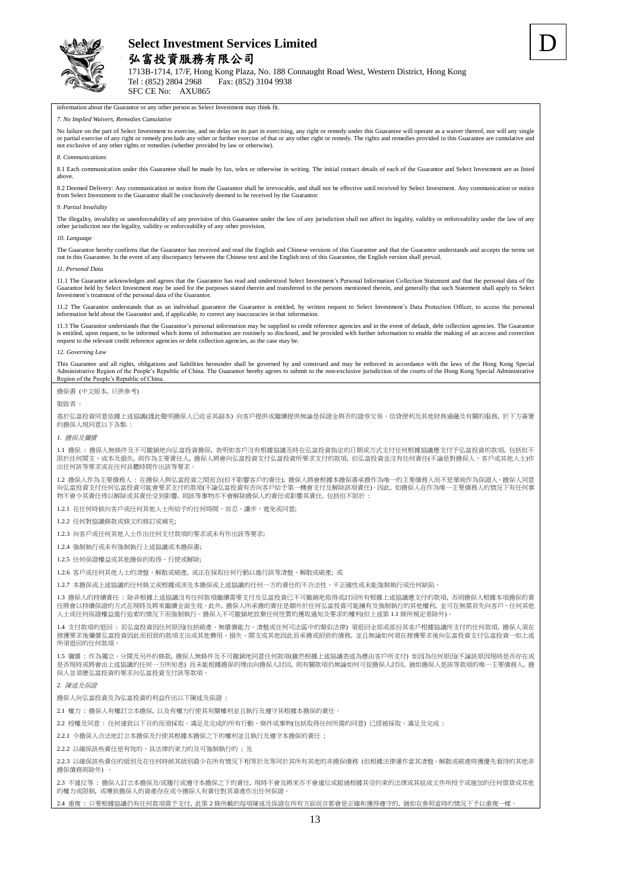information about the Guarantor or any other person as Select Investment may think fit.

*7. No Implied Waivers, Remedies Cumulative*

No failure on the part of Select Investment to exercise, and no delay on its part in exercising, any right or remedy under this Guarantee will operate as a waiver thereof, nor will any single or partial exercise of any right or remedy preclude any other or further exercise of that or any other right or remedy. The rights and remedies provided in this Guarantee are cumulative and not exclusive of any other rights or remedies (whether provided by law or otherwise).

*8. Communications*

8.1 Each communication under this Guarantee shall be made by fax, telex or otherwise in writing. The initial contact details of each of the Guarantor and Select Investment are as listed above.

8.2 Deemed Delivery: Any communication or notice from the Guarantor shall be irrevocable, and shall not be effective until received by Select Investment. Any communication or notice from Select Investment to the Guarantor shall be conclusively deemed to be received by the Guarantor.

*9. Partial Invalidity*

The illegality, invalidity or unenforceability of any provision of this Guarantee under the law of any jurisdiction shall not affect its legality, validity or enforceability under the law of any other jurisdiction nor the legality, validity or enforceability of any other provision.

*10. Language*

The Guarantor hereby confirms that the Guarantor has received and read the English and Chinese versions of this Guarantee and that the Guarantor understands and accepts the terms set out in this Guarantee. In the event of any discrepancy between the Chinese text and the English text of this Guarantee, the English version shall prevail.

*11. Personal Data*

11.1 The Guarantor acknowledges and agrees that the Guarantor has read and understood Select Investment's Personal Information Collection Statement and that the personal data of the Guarantor held by Select Investment may be used for the purposes stated therein and transferred to the persons mentioned therein, and generally that such Statement shall apply to Select Investment's treatment of the personal data of the Guarantor.

11.2 The Guarantor understands that as an individual guarantor the Guarantor is entitled, by written request to Select Investment's Data Protection Officer, to access the personal information held about the Guarantor and, if applicable, to correct any inaccuracies in that information.

11.3 The Guarantor understands that the Guarantor's personal information may be supplied to credit reference agencies and in the event of default, debt collection agencies. The Guarantor is entitled, upon request, to be informed which items of information are routinely so disclosed, and be provided with further information to enable the making of an access and correction request to the relevant credit reference agencies or debt collection agencies, as the case may be.

*12. Governing Law*

This Guarantee and all rights, obligations and liabilities hereunder shall be governed by and construed and may be enforced in accordance with the laws of the Hong Kong Special Administrative Region of the People's Republic of China. The Guarantor hereby agrees to submit to the non-exclusive jurisdiction of the courts of the Hong Kong Special Administrative Region of the People's Republic of China.

擔保書 (中文版本, 只供參考)

敬啟者：

基於弘富投資同意依據上述協議(謹此聲明擔保人已收妥其副本) 向客戶提供或繼續提供無論是保證金與否的證券交易、信貸便利及其他財務通融及有關的服務，於下方簽署的擔保人現同意以下各點：

*1. 擔保及彌償*

1.1 擔保：擔保人無條件及不可撤銷地向弘富投資擔保，表明如客戶沒有根據協議及時在弘富投資指定的日期或方式支付任何根據協議應支付予弘富投資的款項，包括但不限於任何開支、成本及損失，則作為主要責任人，擔保人將會向弘富投資支付弘富投資所要求支付的款項，但弘富投資並沒有任何責任(不論是對擔保人、客戶或其他人士)作出任何該等要求或在任何具體時間作出該等要求。

1.2 擔保人作為主要償務人：在擔保人與弘富投資之間而言(但不影響客戶的責任)，擔保人將會根據本擔保書承擔作為唯一的主要債務人而不是單純作為保證人。擔保人同意向弘富投資支付任何弘富投資可能會要求支付的款項(不論弘富投資有否向客戶給予第一機會支付及解除該項責任)。因此，如擔保人在作為唯一主要債務人的情況下有任何事物不會令其責任得以解除或其責任受到影響，則該等事物亦不會解除擔保人的責任或影響其責任，包括但不限於：

1.2.1 在任何時候向客戶或任何其他人士所給予的任何時間、容忍、讓步、寬免或同意;

1.2.2 任何對協議條款或條文的修訂或補充;

1.2.3 向客戶或任何其他人士作出任何支付款項的要求或未有作出該等要求;

1.2.4 強制執行或未有強制執行上述協議或本擔保書;

1.2.5 任何保證權益或其他擔保的取得、行使或解除;

1.2.6 客戶或任何其他人士的清盤、解散或破產，或正在採取任何行動以進行該等清盤、解散或破產; 或

1.2.7 本擔保或上述協議的任何條文或根據或涉及本擔保或上述協議的任何一方的責任的不合法性、不正確性或未能強制執行或任何缺陷。

1.3 擔保人的持續責任：除非根據上述協議沒有任何款項繼續需要支付及弘富投資已不可撤銷地取得或討回所有根據上述協議應支付的款項，否則擔保人根據本項擔保的責任將會以持續保證的方式在現時及將來繼續全面生效。此外，擔保人所承擔的責任是額外於任何弘富投資可能擁有及強制執行的其他權利，並可在無需首先向客戶、任何其他人士或任何保證權益進行追索的情況下而強制執行。擔保人不可撤銷地放棄任何性質的獲取通知及要求的權利(但上述第 1.1 條所規定者除外)。

1.4 支付款項的退回：若弘富投資因任何原因(包括破產、無償債能力、清盤或任何司法區中的類似法律) 須退回全部或部份其客戶根據協議所支付的任何款項，擔保人須在接獲要求後彌償弘富投資因此而招致的款項支出或其他費用、損失、開支或其他因此而承擔或招致的債務，並且無論如何須在接獲要求後向弘富投資支付弘富投資一如上述所須退回的任何款項。

1.5 彌償：作為獨立、分開及另外的條款，擔保人無條件及不可撤銷地同意任何款項(雖然根據上述協議表述為應由客戶所支付) 如因為任何原因(不論該原因現時是否存在或是否現時或將會由上述協議的任何一方所知悉) 而未能根據擔保的理由向擔保人討回，則有關款項仍無論如何可從擔保人討回，猶如擔保人是該等款項的唯一主要債務人，擔保人並須應弘富投資的要求向弘富投資支付該等款項。

*2. 陳述及保證*

擔保人向弘富投資及為弘富投資的利益作出以下陳述及保證：

2.1 權力：擔保人有權訂立本擔保，以及有權力行使其有關權利並且執行及遵守其根據本擔保的責任。

2.2 授權及同意：任何達致以下目的而須採取、滿足及完成的所有行動、條件或事物(包括取得任何所需的同意) 已經被採取、滿足及完成：

2.2.1 令擔保人合法地訂立本擔保及行使其根據本擔保之下的權利並且執行及遵守本擔保的責任；

2.2.2 以確保該些責任是有效的、具法律約束力的及可強制執行的；及

2.2.3 以確保該些責任的級別及在任何時候其級別最少在所有情況下相等於及等同於其所有其他的非擔保債務 (但根據法律運作當其清盤、解散或破產時獲優先看待的其他非擔保債務則除外) 。

2.3 不違反等：擔保人訂立本擔保及/或履行或遵守本擔保之下的責任，現時不會及將來亦不會違反或超過根據其受約束的法律或其組成文件所授予或施加的任何借貸或其他的權力或限制，或導致擔保人的資產存在或令擔保人有責任對其資產作出任何保證。

2.4 重複：只要根據協議仍有任何款項需予支付，此第 2 條所載的每項陳述及保證在所有方面而言都會是正確和獲得遵守的，猶如在參照當時的情況下予以重複一樣。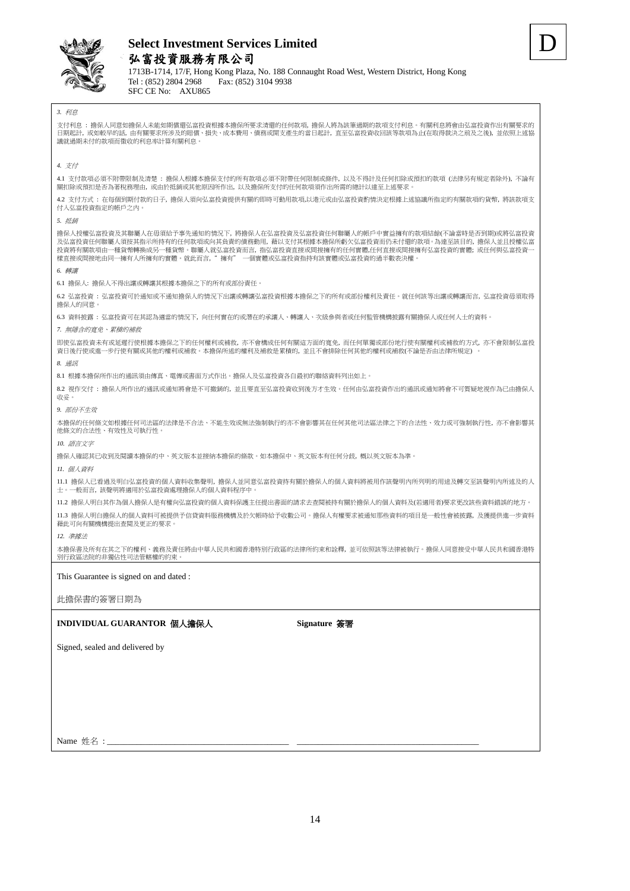**Select Investment Services Limited**

**弘富投資服務有限公司**

1713B-1714, 17/F, Hong Kong Plaza, No. 188 Connaught Road West, Western District, Hong Kong
Tel : (852) 2804 2968  Fax: (852) 3104 9938
SFC CE No: AXU865

D

*3. 利息*

支付利息：擔保人同意如擔保人未能如期償還弘富投資根據本擔保所要求清還的任何款項，擔保人將為該筆過期的款項支付利息。有關利息將會由弘富投資作出有關要求的日期起計，或如較早的話，由有關要求所涉及的賠償、損失、成本費用、債務或開支產生的當日起計，直至弘富投資收回該等款項為止(在取得裁決之前及之後)，並依照上述協議就過期未付的款項而徵收的利息率計算有關利息。

*4. 支付*

4.1 支付款項必須不附帶限制及清楚：擔保人根據本擔保支付的所有款項必須不附帶任何限制或條件，以及不得計及任何扣除或預扣的款項 (法律另有規定者除外)，不論有關扣除或預扣是否為著稅務理由，或由於抵銷或其他原因所作出，以及擔保所支付的任何款項須作出所需的總計以達至上述要求。

4.2 支付方式：在每個到期付款的日子，擔保人須向弘富投資提供有關的即時可動用款項,以港元或由弘富投資酌情決定根據上述協議所指定的有關款項的貨幣，將該款項支付入弘富投資指定的帳戶之內。

*5. 抵銷*

擔保人授權弘富投資及其聯屬人在毋須給予事先通知的情況下，將擔保人在弘富投資及弘富投資任何聯屬人的帳戶中實益擁有的款項結餘(不論當時是否到期)或將弘富投資及弘富投資任何聯屬人須按其指示所持有的任何款項或向其負責的債務動用，藉以支付其根據本擔保所虧欠弘富投資而仍未付還的款項。為達至該目的，擔保人並且授權弘富投資將有關款項由一種貨幣轉換成另一種貨幣。聯屬人就弘富投資而言，指弘富投資直接或間接擁有的任何實體,任何直接或間接擁有弘富投資的實體；或任何與弘富投資一樣直接或間接地由同一擁有人所擁有的實體。就此而言，" 擁有" 一個實體或弘富投資指持有該實體或弘富投資的過半數表決權。

*6. 轉讓*

6.1 擔保人: 擔保人不得出讓或轉讓其根據本擔保之下的所有或部份責任。

6.2 弘富投資：弘富投資可於通知或不通知擔保人的情況下出讓或轉讓弘富投資根據本擔保之下的所有或部份權利及責任。就任何該等出讓或轉讓而言，弘富投資毋須取得擔保人的同意。

6.3 資料披露：弘富投資可在其認為適當的情況下，向任何實在的或潛在的承讓人、轉讓人、次級參與者或任何監管機構披露有關擔保人或任何人士的資料。

*7. 無隱含的寬免、累積的補救*

即使弘富投資未有或延遲行使根據本擔保之下的任何權利或補救，亦不會構成任何有關這方面的寬免，而任何單獨或部份地行使有關權利或補救的方式，亦不會限制弘富投資日後行使或進一步行使有關或其他的權利或補救。本擔保所述的權利及補救是累積的，並且不會排除任何其他的權利或補救(不論是否由法律所規定)。

*8. 通訊*

8.1 根據本擔保所作出的通訊須由傳真、電傳或書面方式作出。擔保人及弘富投資各自最初的聯絡資料列出如上。

8.2 視作交付：擔保人所作出的通訊或通知將會是不可撤銷的，並且要直至弘富投資收到後方才生效。任何由弘富投資作出的通訊或通知將會不可質疑地視作為已由擔保人收妥。

*9. 部份不生效*

本擔保的任何條文如根據任何司法區的法律是不合法、不能生效或無法強制執行的亦不會影響其在任何其他司法區法律之下的合法性、效力或可強制執行性，亦不會影響其他條文的合法性、有效性及可執行性。

*10. 語言文字*

擔保人確認其已收到及閱讀本擔保的中、英文版本並接納本擔保的條款。如本擔保中、英文版本有任何分歧，概以英文版本為準。

*11. 個人資料*

11.1 擔保人已看過及明白弘富投資的個人資料收集聲明，擔保人並同意弘富投資持有關於擔保人的個人資料將被用作該聲明內所列明的用途及轉交至該聲明內所述及的人士。一般而言，該聲明將適用於弘富投資處理擔保人的個人資料程序中。

11.2 擔保人明白其作為個人擔保人是有權向弘富投資的個人資料保護主任提出書面的請求去查閱被持有關於擔保人的個人資料及(若適用者)要求更改該些資料錯誤的地方。

11.3 擔保人明白擔保人的個人資料可被提供予信貸資料服務機構及於欠帳時給予收數公司。擔保人有權要求被通知那些資料的項目是一般性會被披露，及獲提供進一步資料藉此可向有關機構提出查閱及更正的要求。

*12. 準據法*

本擔保書及所有在其之下的權利、義務及責任將由中華人民共和國香港特別行政區的法律所約束和詮釋，並可依照該等法律被執行。擔保人同意接受中華人民共和國香港特別行政區法院的非獨佔性司法管轄權的約束。

This Guarantee is signed on and dated :

此擔保書的簽署日期為

**INDIVIDUAL GUARANTOR 個人擔保人**　　**Signature 簽署**

Signed, sealed and delivered by

Name 姓名：______________________________ ______________________________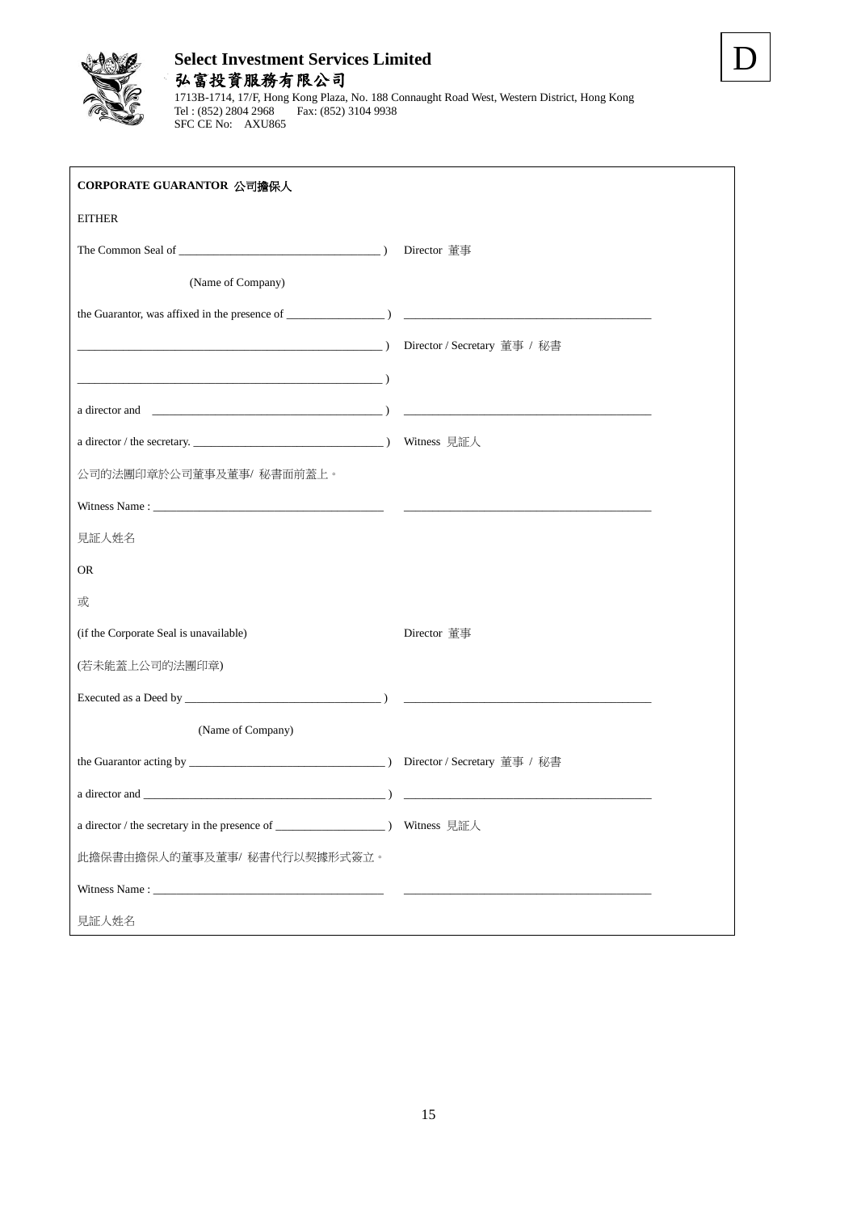**Select Investment Services Limited**

**弘富投資服務有限公司**

1713B-1714, 17/F, Hong Kong Plaza, No. 188 Connaught Road West, Western District, Hong Kong
Tel : (852) 2804 2968 Fax: (852) 3104 9938
SFC CE No: AXU865

D

**CORPORATE GUARANTOR 公司擔保人**

EITHER

The Common Seal of ____________________________ ) Director 董事

(Name of Company)

the Guarantor, was affixed in the presence of ______________ ) ____________________________

____________________________________________ ) Director / Secretary 董事 / 秘書

____________________________________________ )

a director and ________________________________ ) ____________________________

a director / the secretary. ____________________________ ) Witness 見証人

公司的法團印章於公司董事及董事/ 秘書面前蓋上。

Witness Name : ____________________________ ____________________________

見証人姓名

OR

或

(if the Corporate Seal is unavailable) Director 董事

(若未能蓋上公司的法團印章)

Executed as a Deed by ____________________________ ) ____________________________

(Name of Company)

the Guarantor acting by ____________________________ ) Director / Secretary 董事 / 秘書

a director and ____________________________________ ) ____________________________

a director / the secretary in the presence of ______________ ) Witness 見証人

此擔保書由擔保人的董事及董事/ 秘書代行以契據形式簽立。

Witness Name : ____________________________ ____________________________

見証人姓名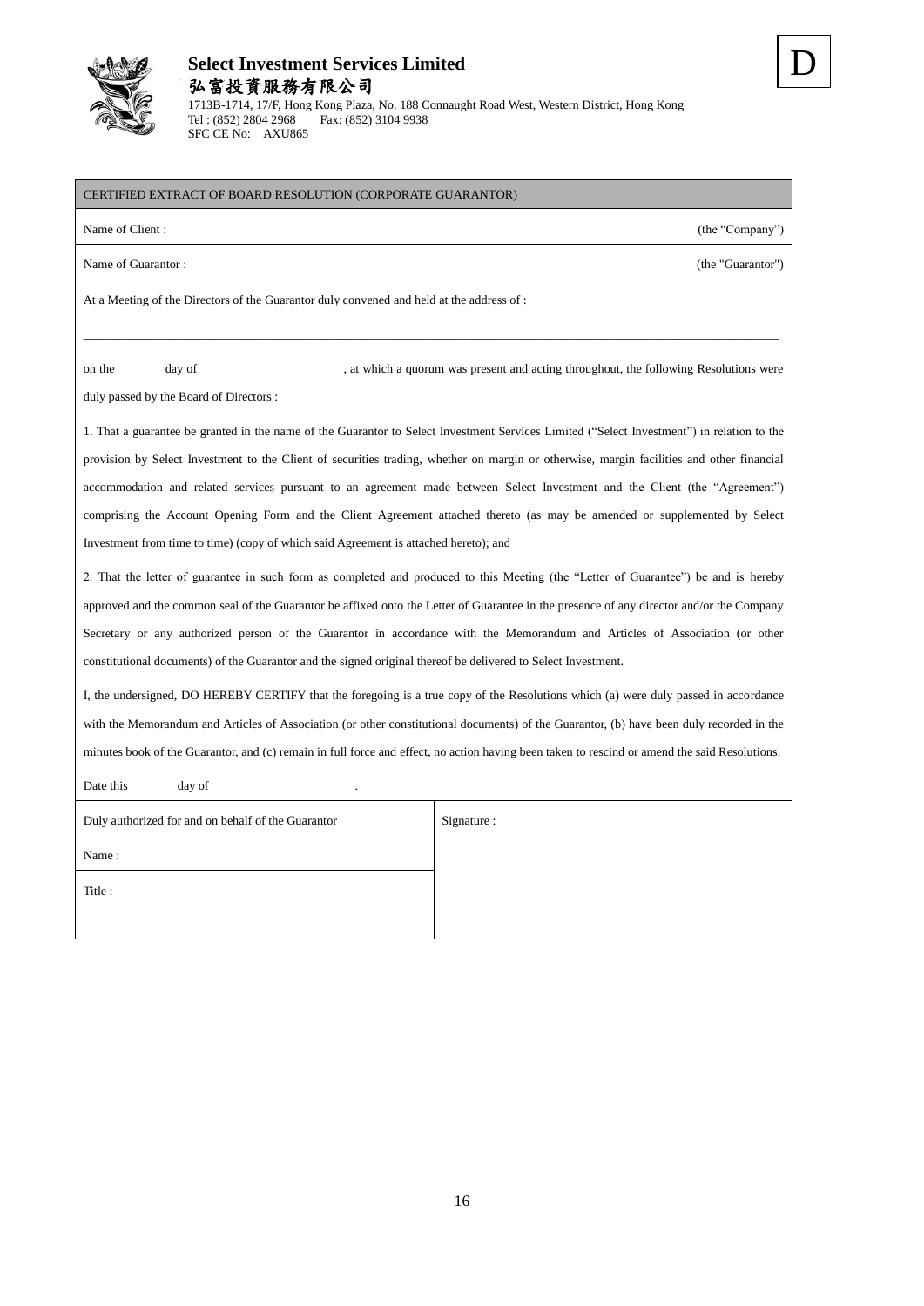**Select Investment Services Limited**
**弘富投資服務有限公司**
1713B-1714, 17/F, Hong Kong Plaza, No. 188 Connaught Road West, Western District, Hong Kong
Tel : (852) 2804 2968    Fax: (852) 3104 9938
SFC CE No: AXU865

D

## CERTIFIED EXTRACT OF BOARD RESOLUTION (CORPORATE GUARANTOR)

Name of Client : (the "Company")

Name of Guarantor : (the "Guarantor")

At a Meeting of the Directors of the Guarantor duly convened and held at the address of :

_____________________________________________________________________________________________________

on the _______ day of _______________________, at which a quorum was present and acting throughout, the following Resolutions were duly passed by the Board of Directors :

1. That a guarantee be granted in the name of the Guarantor to Select Investment Services Limited ("Select Investment") in relation to the provision by Select Investment to the Client of securities trading, whether on margin or otherwise, margin facilities and other financial accommodation and related services pursuant to an agreement made between Select Investment and the Client (the "Agreement") comprising the Account Opening Form and the Client Agreement attached thereto (as may be amended or supplemented by Select Investment from time to time) (copy of which said Agreement is attached hereto); and

2. That the letter of guarantee in such form as completed and produced to this Meeting (the "Letter of Guarantee") be and is hereby approved and the common seal of the Guarantor be affixed onto the Letter of Guarantee in the presence of any director and/or the Company Secretary or any authorized person of the Guarantor in accordance with the Memorandum and Articles of Association (or other constitutional documents) of the Guarantor and the signed original thereof be delivered to Select Investment.

I, the undersigned, DO HEREBY CERTIFY that the foregoing is a true copy of the Resolutions which (a) were duly passed in accordance with the Memorandum and Articles of Association (or other constitutional documents) of the Guarantor, (b) have been duly recorded in the minutes book of the Guarantor, and (c) remain in full force and effect, no action having been taken to rescind or amend the said Resolutions.

Date this _______ day of _______________________.

| Duly authorized for and on behalf of the Guarantor | Signature : |
|---|---|
| Name : | |
| Title : | |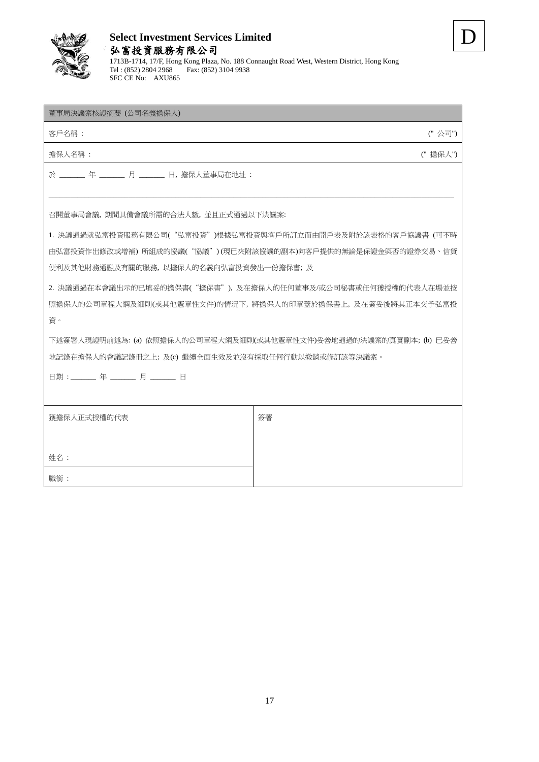**Select Investment Services Limited**
**弘富投資服務有限公司**
1713B-1714, 17/F, Hong Kong Plaza, No. 188 Connaught Road West, Western District, Hong Kong
Tel : (852) 2804 2968　　Fax: (852) 3104 9938
SFC CE No:　AXU865

D

| 董事局決議案核證摘要 (公司名義擔保人) | |
|---|---|
| 客戶名稱： | (" 公司") |
| 擔保人名稱： | (" 擔保人") |

於 _______ 年 _______ 月 _______ 日, 擔保人董事局在地址：

______________________________________________________________________________________________

召開董事局會議, 期間具備會議所需的合法人數, 並且正式通過以下決議案:

1. 決議通過就弘富投資服務有限公司(“弘富投資”)根據弘富投資與客戶所訂立而由開戶表及附於該表格的客戶協議書 (可不時由弘富投資作出修改或增補) 所組成的協議(“協議”) (現已夾附該協議的副本)向客戶提供的無論是保證金與否的證券交易、信貸便利及其他財務通融及有關的服務, 以擔保人的名義向弘富投資發出一份擔保書; 及

2. 決議通過在本會議出示的已填妥的擔保書(“擔保書”), 及在擔保人的任何董事及/或公司秘書或任何獲授權的代表人在場並按照擔保人的公司章程大綱及細則(或其他憲章性文件)的情況下, 將擔保人的印章蓋於擔保書上, 及在簽妥後將其正本交予弘富投資。

下述簽署人現證明前述為: (a) 依照擔保人的公司章程大綱及細則(或其他憲章性文件)妥善地通過的決議案的真實副本; (b) 已妥善地記錄在擔保人的會議記錄冊之上; 及(c) 繼續全面生效及並沒有採取任何行動以撤銷或修訂該等決議案。

日期：_______ 年 _______ 月 _______ 日

| 獲擔保人正式授權的代表 | 簽署 |
|---|---|
| 姓名： | |
| 職銜： | |